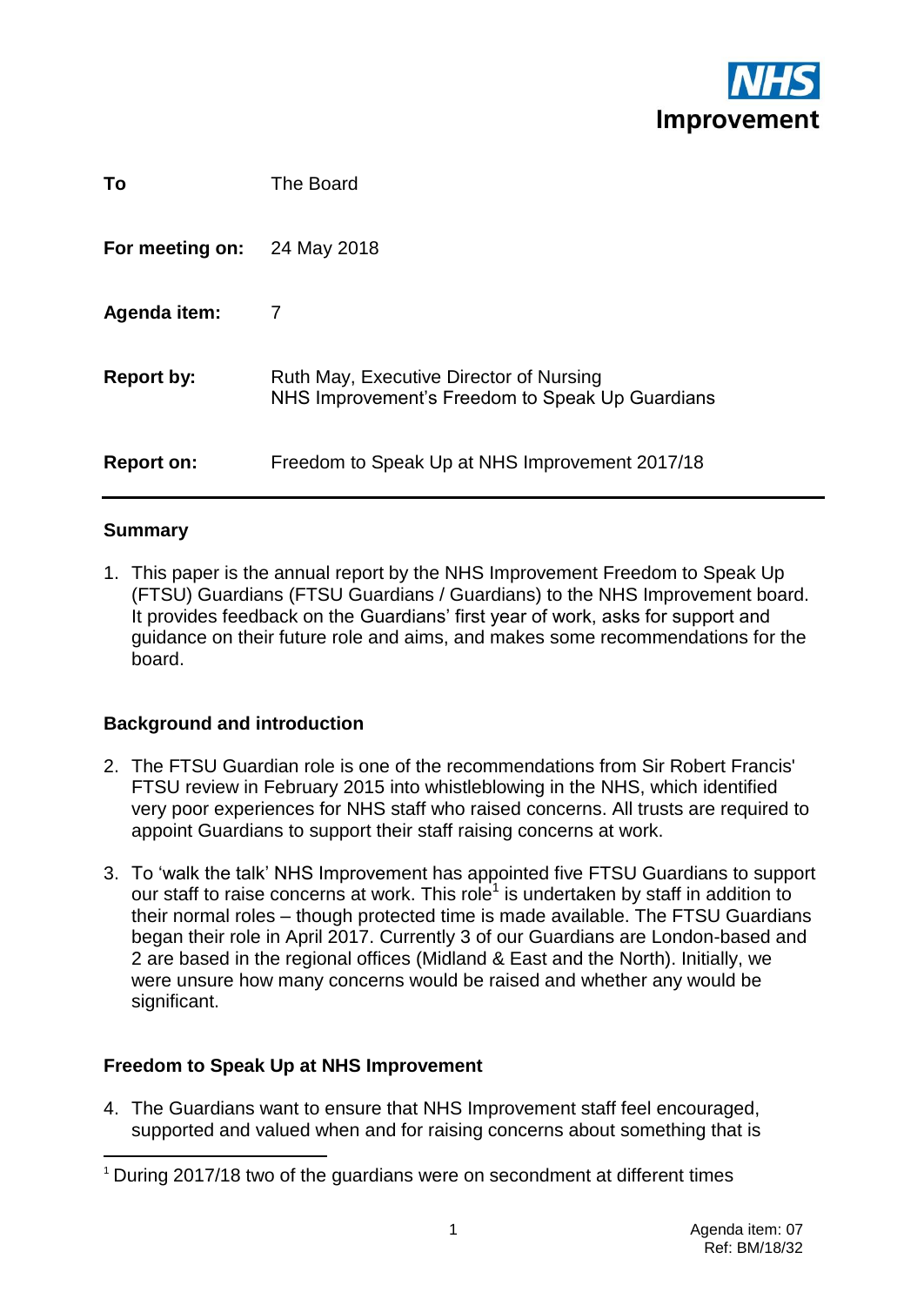NHS Improvement

| | |
|---|---|
| **To** | The Board |
| **For meeting on:** | 24 May 2018 |
| **Agenda item:** | 7 |
| **Report by:** | Ruth May, Executive Director of Nursing<br>NHS Improvement's Freedom to Speak Up Guardians |
| **Report on:** | Freedom to Speak Up at NHS Improvement 2017/18 |

## Summary

1. This paper is the annual report by the NHS Improvement Freedom to Speak Up (FTSU) Guardians (FTSU Guardians / Guardians) to the NHS Improvement board. It provides feedback on the Guardians' first year of work, asks for support and guidance on their future role and aims, and makes some recommendations for the board.

## Background and introduction

2. The FTSU Guardian role is one of the recommendations from Sir Robert Francis' FTSU review in February 2015 into whistleblowing in the NHS, which identified very poor experiences for NHS staff who raised concerns. All trusts are required to appoint Guardians to support their staff raising concerns at work.

3. To 'walk the talk' NHS Improvement has appointed five FTSU Guardians to support our staff to raise concerns at work. This role[1] is undertaken by staff in addition to their normal roles – though protected time is made available. The FTSU Guardians began their role in April 2017. Currently 3 of our Guardians are London-based and 2 are based in the regional offices (Midland & East and the North). Initially, we were unsure how many concerns would be raised and whether any would be significant.

## Freedom to Speak Up at NHS Improvement

4. The Guardians want to ensure that NHS Improvement staff feel encouraged, supported and valued when and for raising concerns about something that is

[1] During 2017/18 two of the guardians were on secondment at different times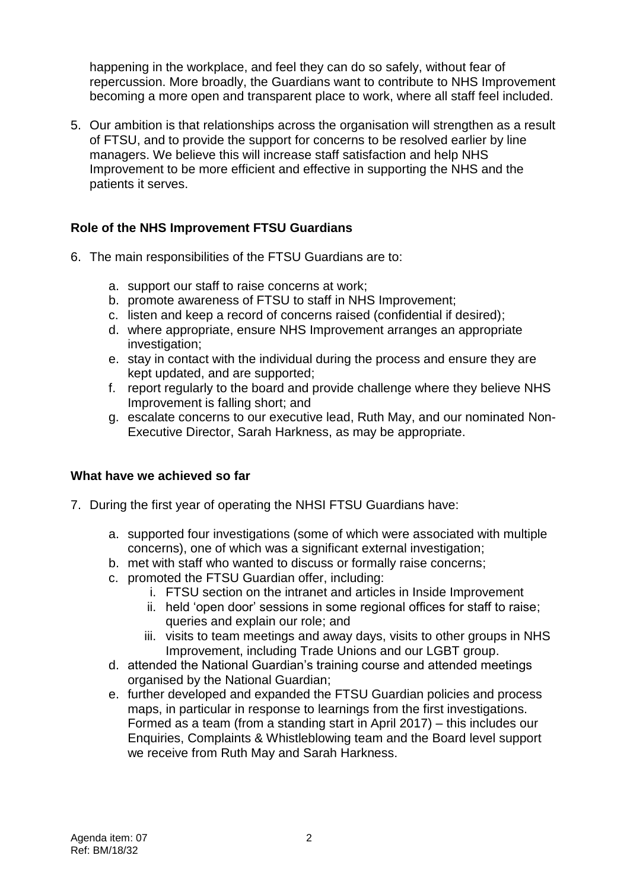happening in the workplace, and feel they can do so safely, without fear of repercussion. More broadly, the Guardians want to contribute to NHS Improvement becoming a more open and transparent place to work, where all staff feel included.

5. Our ambition is that relationships across the organisation will strengthen as a result of FTSU, and to provide the support for concerns to be resolved earlier by line managers. We believe this will increase staff satisfaction and help NHS Improvement to be more efficient and effective in supporting the NHS and the patients it serves.

## Role of the NHS Improvement FTSU Guardians

6. The main responsibilities of the FTSU Guardians are to:

   a. support our staff to raise concerns at work;
   b. promote awareness of FTSU to staff in NHS Improvement;
   c. listen and keep a record of concerns raised (confidential if desired);
   d. where appropriate, ensure NHS Improvement arranges an appropriate investigation;
   e. stay in contact with the individual during the process and ensure they are kept updated, and are supported;
   f. report regularly to the board and provide challenge where they believe NHS Improvement is falling short; and
   g. escalate concerns to our executive lead, Ruth May, and our nominated Non-Executive Director, Sarah Harkness, as may be appropriate.

## What have we achieved so far

7. During the first year of operating the NHSI FTSU Guardians have:

   a. supported four investigations (some of which were associated with multiple concerns), one of which was a significant external investigation;
   b. met with staff who wanted to discuss or formally raise concerns;
   c. promoted the FTSU Guardian offer, including:
      i. FTSU section on the intranet and articles in Inside Improvement
      ii. held 'open door' sessions in some regional offices for staff to raise; queries and explain our role; and
      iii. visits to team meetings and away days, visits to other groups in NHS Improvement, including Trade Unions and our LGBT group.
   d. attended the National Guardian's training course and attended meetings organised by the National Guardian;
   e. further developed and expanded the FTSU Guardian policies and process maps, in particular in response to learnings from the first investigations. Formed as a team (from a standing start in April 2017) – this includes our Enquiries, Complaints & Whistleblowing team and the Board level support we receive from Ruth May and Sarah Harkness.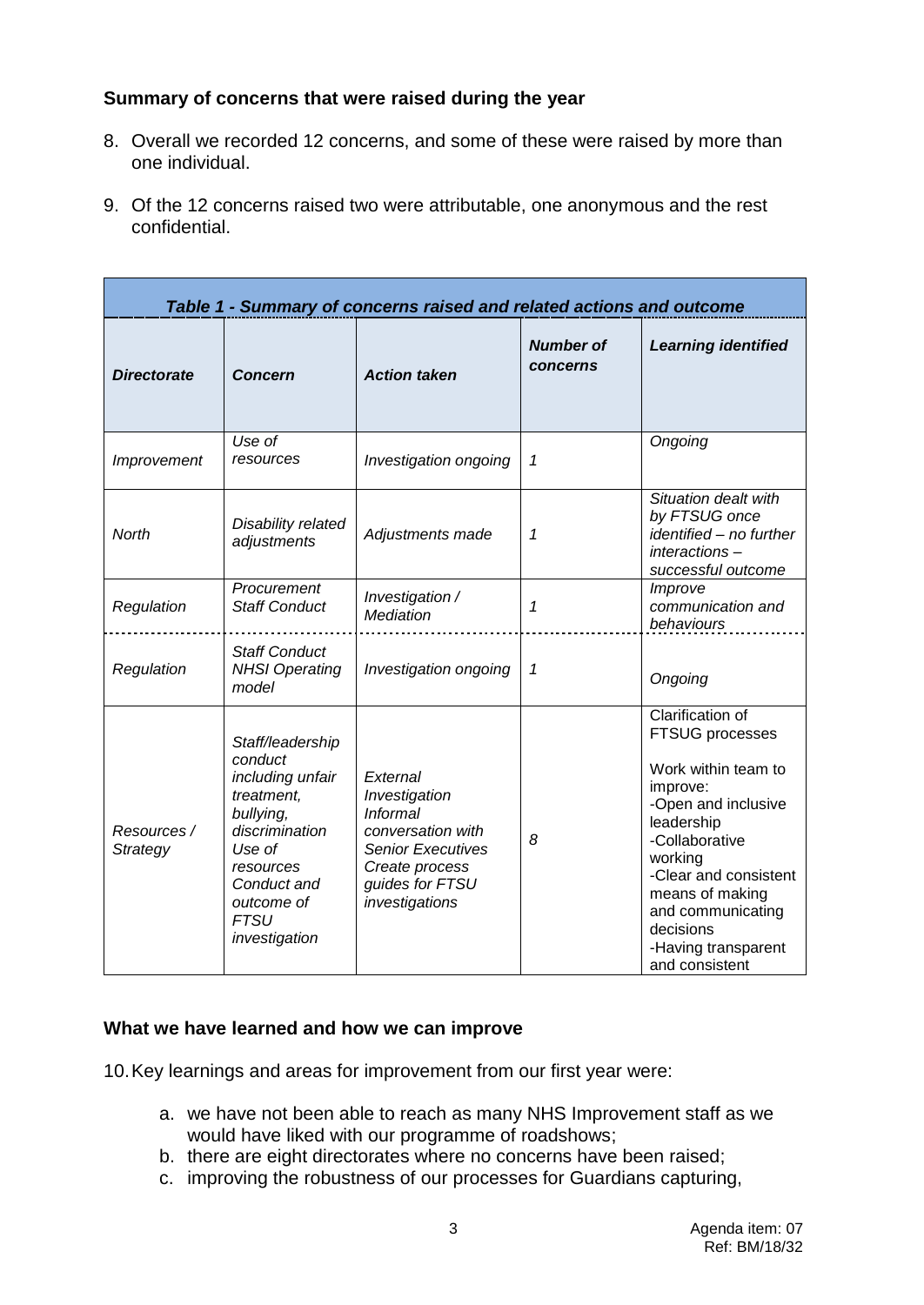### Summary of concerns that were raised during the year

8. Overall we recorded 12 concerns, and some of these were raised by more than one individual.

9. Of the 12 concerns raised two were attributable, one anonymous and the rest confidential.

***Table 1 - Summary of concerns raised and related actions and outcome***

| *Directorate* | *Concern* | *Action taken* | *Number of concerns* | *Learning identified* |
|---|---|---|---|---|
| *Improvement* | *Use of resources* | *Investigation ongoing* | *1* | *Ongoing* |
| *North* | *Disability related adjustments* | *Adjustments made* | *1* | *Situation dealt with by FTSUG once identified – no further interactions – successful outcome* |
| *Regulation* | *Procurement Staff Conduct* | *Investigation / Mediation* | *1* | *Improve communication and behaviours* |
| *Regulation* | *Staff Conduct NHSI Operating model* | *Investigation ongoing* | *1* | *Ongoing* |
| *Resources / Strategy* | *Staff/leadership conduct including unfair treatment, bullying, discrimination Use of resources Conduct and outcome of FTSU investigation* | *External Investigation Informal conversation with Senior Executives Create process guides for FTSU investigations* | *8* | Clarification of FTSUG processes<br><br>Work within team to improve:<br>-Open and inclusive leadership<br>-Collaborative working<br>-Clear and consistent means of making and communicating decisions<br>-Having transparent and consistent |

### What we have learned and how we can improve

10. Key learnings and areas for improvement from our first year were:

   a. we have not been able to reach as many NHS Improvement staff as we would have liked with our programme of roadshows;
   b. there are eight directorates where no concerns have been raised;
   c. improving the robustness of our processes for Guardians capturing,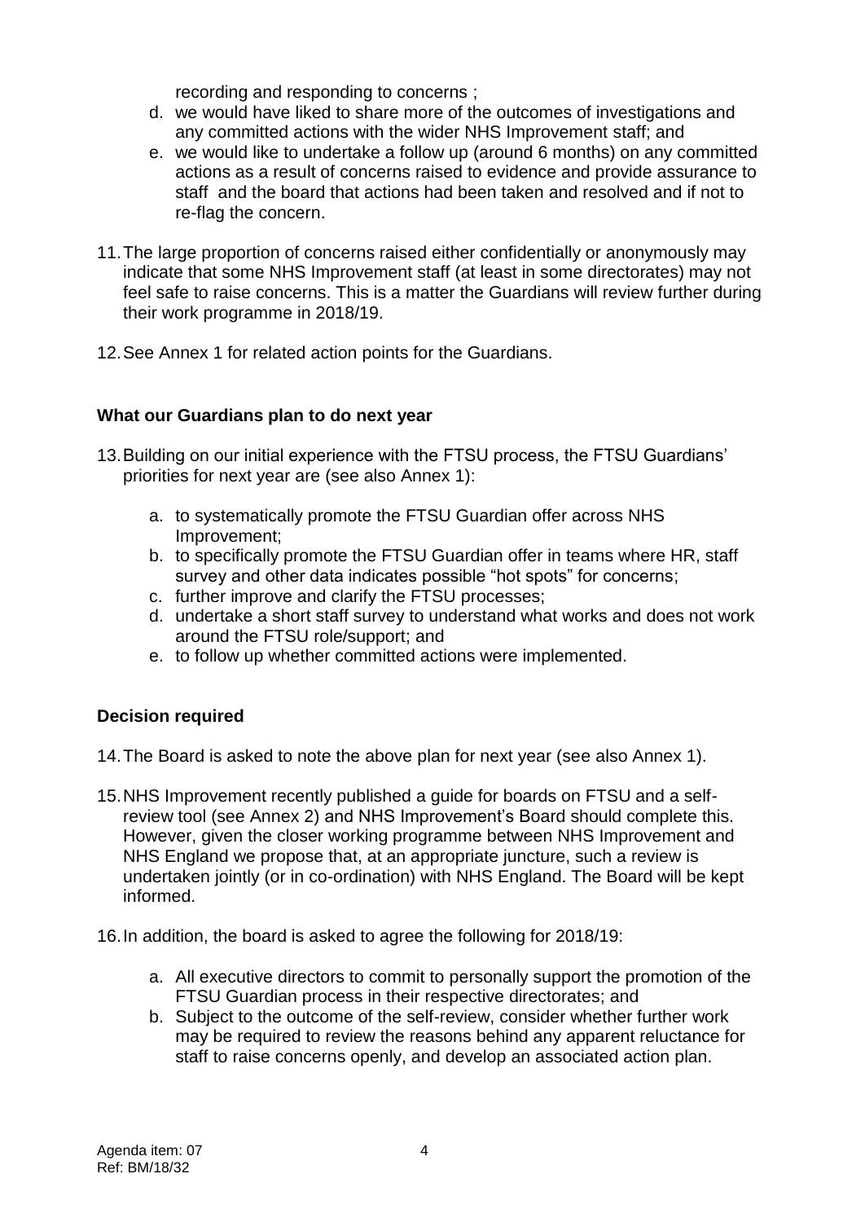recording and responding to concerns ;

d. we would have liked to share more of the outcomes of investigations and any committed actions with the wider NHS Improvement staff; and
e. we would like to undertake a follow up (around 6 months) on any committed actions as a result of concerns raised to evidence and provide assurance to staff and the board that actions had been taken and resolved and if not to re-flag the concern.

11. The large proportion of concerns raised either confidentially or anonymously may indicate that some NHS Improvement staff (at least in some directorates) may not feel safe to raise concerns. This is a matter the Guardians will review further during their work programme in 2018/19.

12. See Annex 1 for related action points for the Guardians.

### What our Guardians plan to do next year

13. Building on our initial experience with the FTSU process, the FTSU Guardians' priorities for next year are (see also Annex 1):

    a. to systematically promote the FTSU Guardian offer across NHS Improvement;
    b. to specifically promote the FTSU Guardian offer in teams where HR, staff survey and other data indicates possible "hot spots" for concerns;
    c. further improve and clarify the FTSU processes;
    d. undertake a short staff survey to understand what works and does not work around the FTSU role/support; and
    e. to follow up whether committed actions were implemented.

### Decision required

14. The Board is asked to note the above plan for next year (see also Annex 1).

15. NHS Improvement recently published a guide for boards on FTSU and a self-review tool (see Annex 2) and NHS Improvement's Board should complete this. However, given the closer working programme between NHS Improvement and NHS England we propose that, at an appropriate juncture, such a review is undertaken jointly (or in co-ordination) with NHS England. The Board will be kept informed.

16. In addition, the board is asked to agree the following for 2018/19:

    a. All executive directors to commit to personally support the promotion of the FTSU Guardian process in their respective directorates; and
    b. Subject to the outcome of the self-review, consider whether further work may be required to review the reasons behind any apparent reluctance for staff to raise concerns openly, and develop an associated action plan.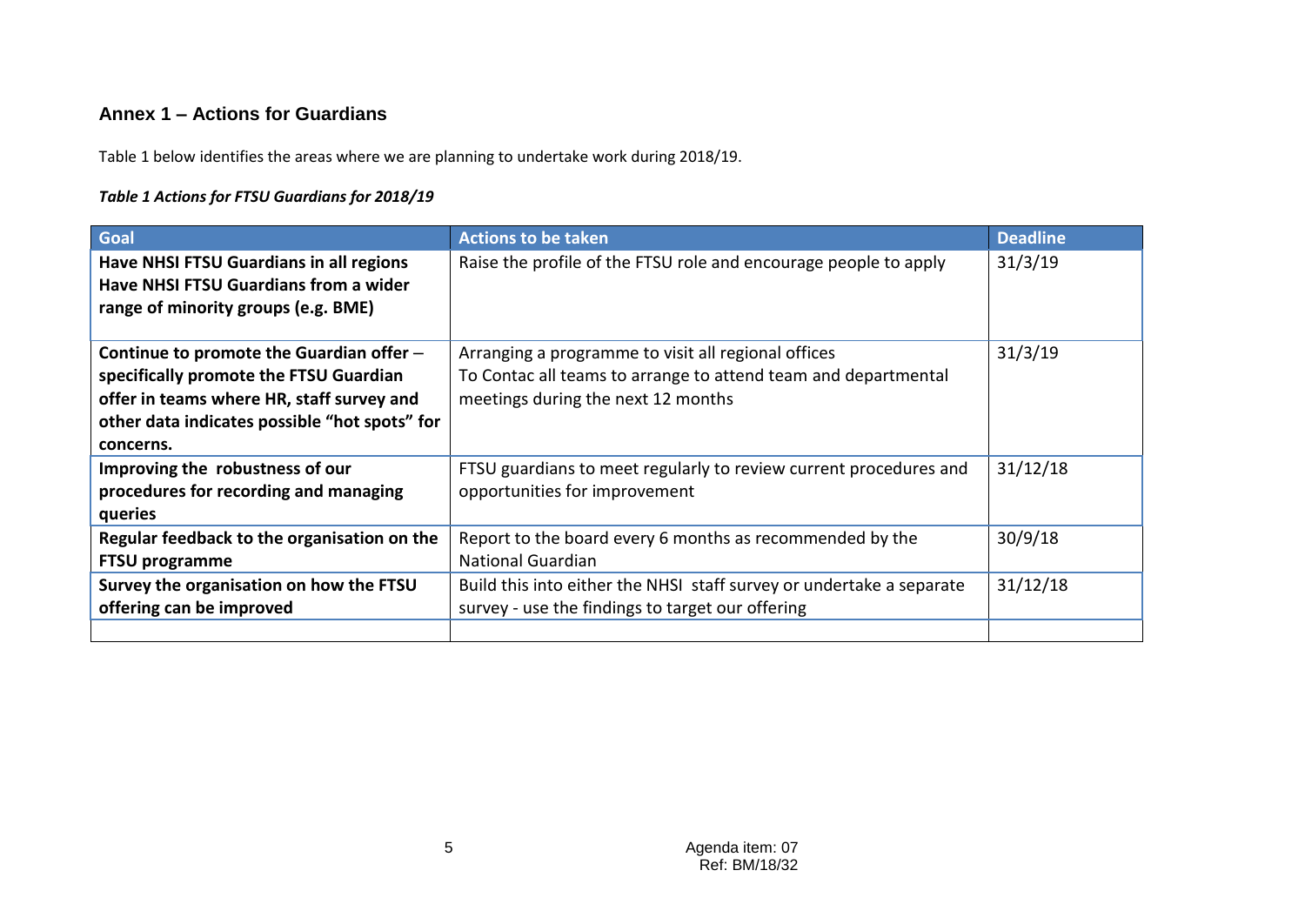## Annex 1 – Actions for Guardians

Table 1 below identifies the areas where we are planning to undertake work during 2018/19.

***Table 1 Actions for FTSU Guardians for 2018/19***

| Goal | Actions to be taken | Deadline |
|---|---|---|
| **Have NHSI FTSU Guardians in all regions**<br>**Have NHSI FTSU Guardians from a wider range of minority groups (e.g. BME)** | Raise the profile of the FTSU role and encourage people to apply | 31/3/19 |
| **Continue to promote the Guardian offer – specifically promote the FTSU Guardian offer in teams where HR, staff survey and other data indicates possible "hot spots" for concerns.** | Arranging a programme to visit all regional offices<br>To Contac all teams to arrange to attend team and departmental meetings during the next 12 months | 31/3/19 |
| **Improving the robustness of our procedures for recording and managing queries** | FTSU guardians to meet regularly to review current procedures and opportunities for improvement | 31/12/18 |
| **Regular feedback to the organisation on the FTSU programme** | Report to the board every 6 months as recommended by the National Guardian | 30/9/18 |
| **Survey the organisation on how the FTSU offering can be improved** | Build this into either the NHSI staff survey or undertake a separate survey - use the findings to target our offering | 31/12/18 |
| | | |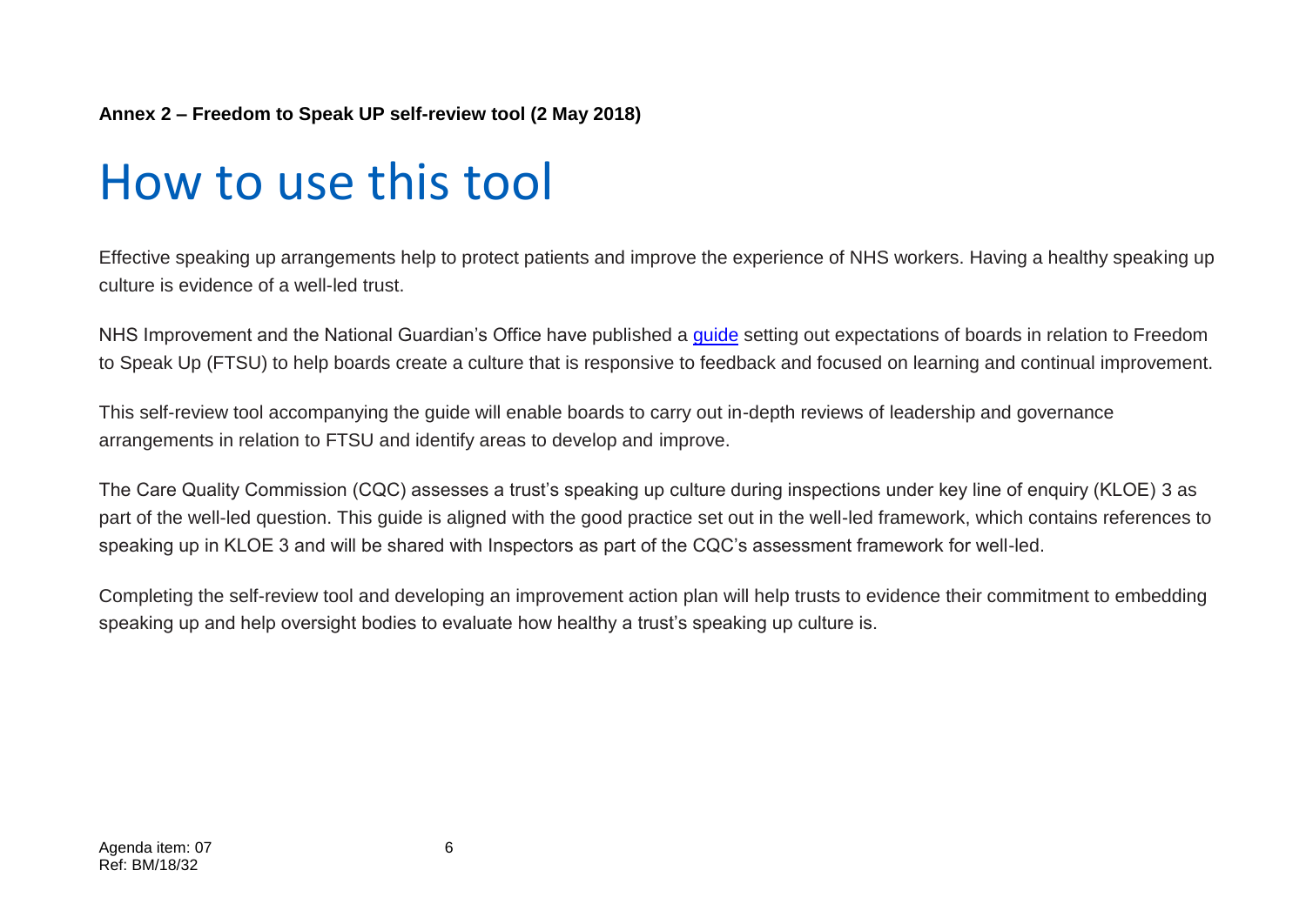**Annex 2 – Freedom to Speak UP self-review tool (2 May 2018)**

# How to use this tool

Effective speaking up arrangements help to protect patients and improve the experience of NHS workers. Having a healthy speaking up culture is evidence of a well-led trust.

NHS Improvement and the National Guardian's Office have published a guide setting out expectations of boards in relation to Freedom to Speak Up (FTSU) to help boards create a culture that is responsive to feedback and focused on learning and continual improvement.

This self-review tool accompanying the guide will enable boards to carry out in-depth reviews of leadership and governance arrangements in relation to FTSU and identify areas to develop and improve.

The Care Quality Commission (CQC) assesses a trust's speaking up culture during inspections under key line of enquiry (KLOE) 3 as part of the well-led question. This guide is aligned with the good practice set out in the well-led framework, which contains references to speaking up in KLOE 3 and will be shared with Inspectors as part of the CQC's assessment framework for well-led.

Completing the self-review tool and developing an improvement action plan will help trusts to evidence their commitment to embedding speaking up and help oversight bodies to evaluate how healthy a trust's speaking up culture is.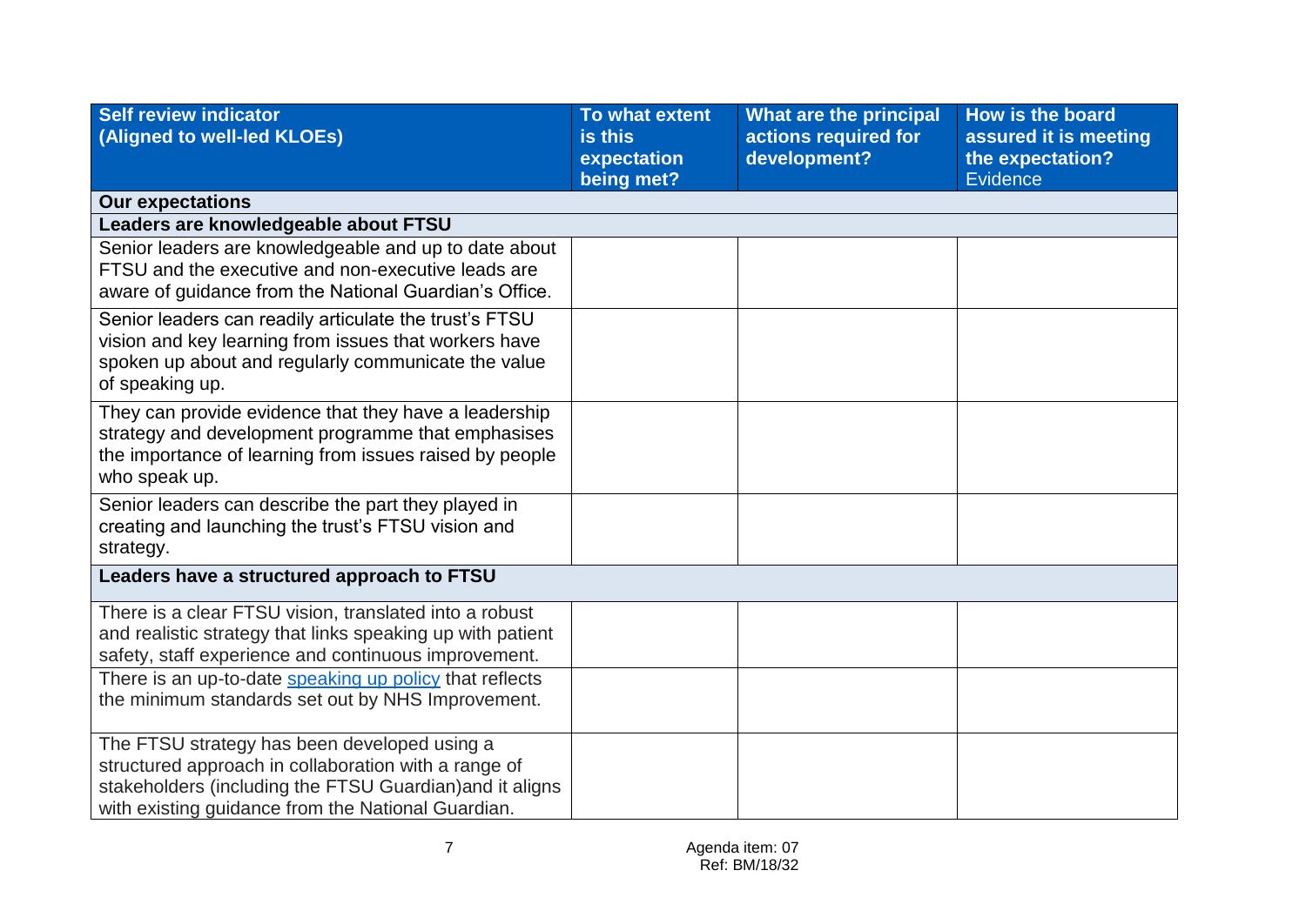| Self review indicator (Aligned to well-led KLOEs) | To what extent is this expectation being met? | What are the principal actions required for development? | How is the board assured it is meeting the expectation? Evidence |
|---|---|---|---|
| **Our expectations** | | | |
| **Leaders are knowledgeable about FTSU** | | | |
| Senior leaders are knowledgeable and up to date about FTSU and the executive and non-executive leads are aware of guidance from the National Guardian's Office. | | | |
| Senior leaders can readily articulate the trust's FTSU vision and key learning from issues that workers have spoken up about and regularly communicate the value of speaking up. | | | |
| They can provide evidence that they have a leadership strategy and development programme that emphasises the importance of learning from issues raised by people who speak up. | | | |
| Senior leaders can describe the part they played in creating and launching the trust's FTSU vision and strategy. | | | |
| **Leaders have a structured approach to FTSU** | | | |
| There is a clear FTSU vision, translated into a robust and realistic strategy that links speaking up with patient safety, staff experience and continuous improvement. | | | |
| There is an up-to-date speaking up policy that reflects the minimum standards set out by NHS Improvement. | | | |
| The FTSU strategy has been developed using a structured approach in collaboration with a range of stakeholders (including the FTSU Guardian)and it aligns with existing guidance from the National Guardian. | | | |

Agenda item: 07
Ref: BM/18/32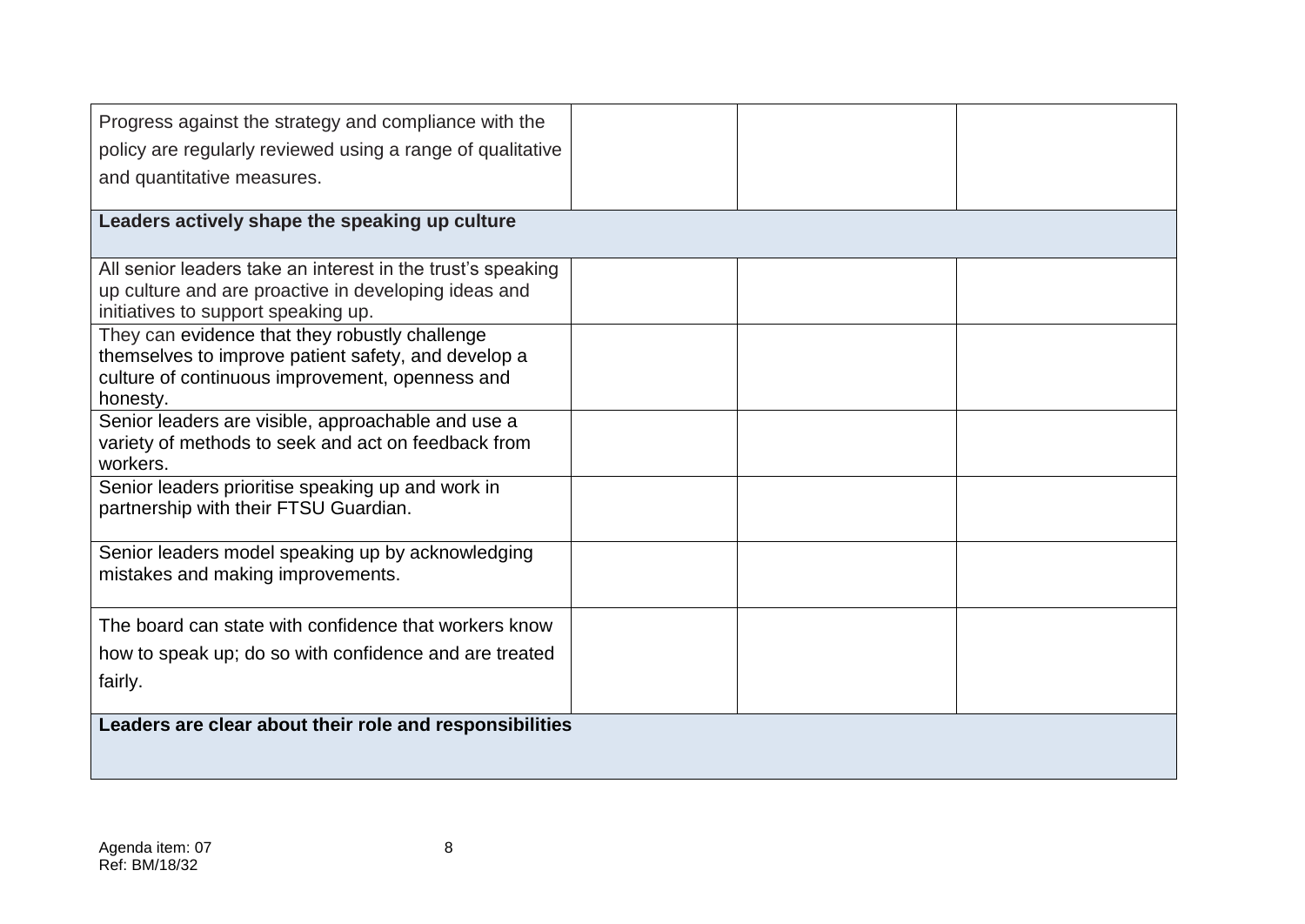| | | | |
|---|---|---|---|
| Progress against the strategy and compliance with the policy are regularly reviewed using a range of qualitative and quantitative measures. | | | |
| **Leaders actively shape the speaking up culture** | | | |
| All senior leaders take an interest in the trust's speaking up culture and are proactive in developing ideas and initiatives to support speaking up. | | | |
| They can evidence that they robustly challenge themselves to improve patient safety, and develop a culture of continuous improvement, openness and honesty. | | | |
| Senior leaders are visible, approachable and use a variety of methods to seek and act on feedback from workers. | | | |
| Senior leaders prioritise speaking up and work in partnership with their FTSU Guardian. | | | |
| Senior leaders model speaking up by acknowledging mistakes and making improvements. | | | |
| The board can state with confidence that workers know how to speak up; do so with confidence and are treated fairly. | | | |
| **Leaders are clear about their role and responsibilities** | | | |

Agenda item: 07
Ref: BM/18/32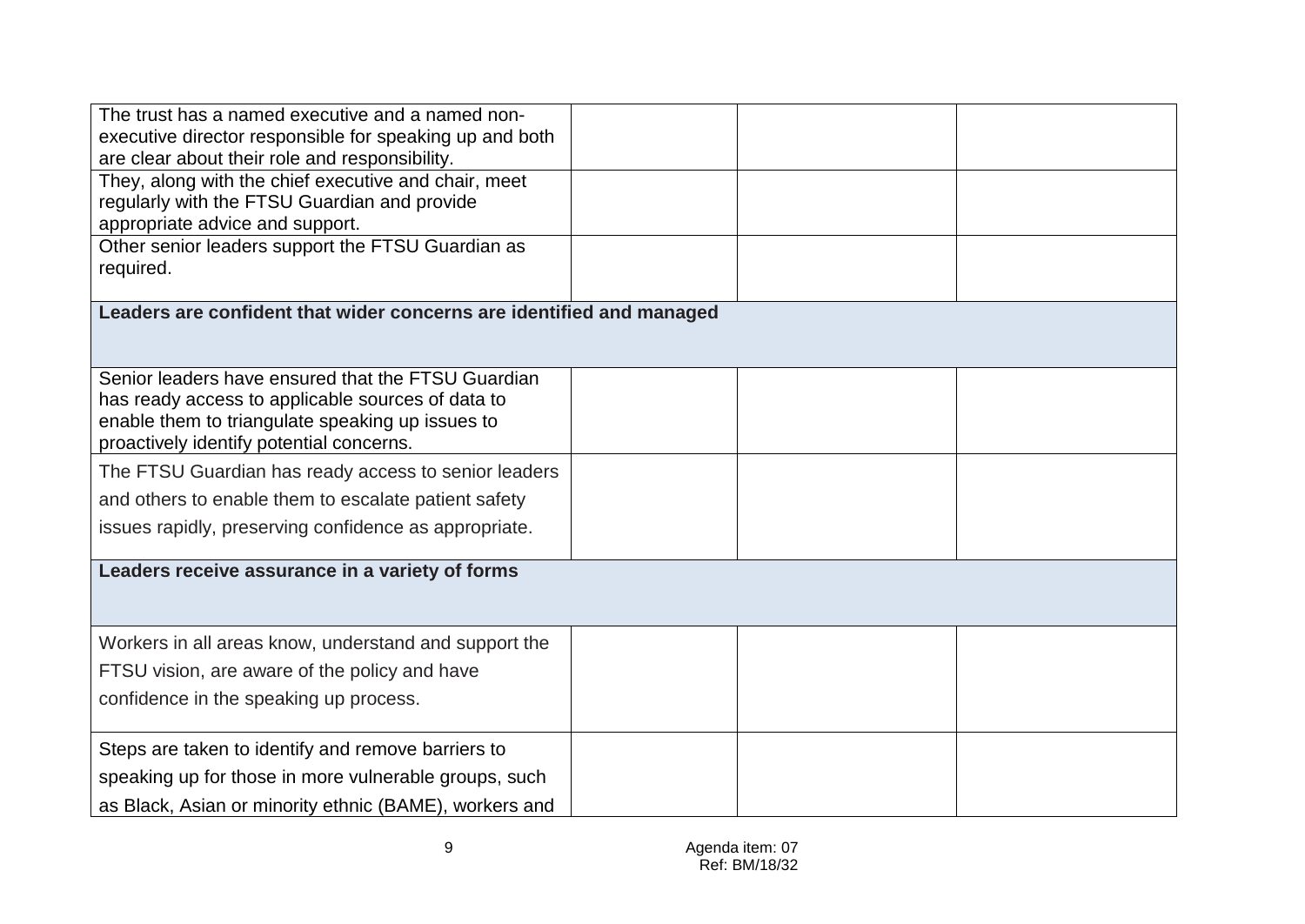| | | | |
|---|---|---|---|
| The trust has a named executive and a named non-executive director responsible for speaking up and both are clear about their role and responsibility. | | | |
| They, along with the chief executive and chair, meet regularly with the FTSU Guardian and provide appropriate advice and support. | | | |
| Other senior leaders support the FTSU Guardian as required. | | | |
| **Leaders are confident that wider concerns are identified and managed** | | | |
| Senior leaders have ensured that the FTSU Guardian has ready access to applicable sources of data to enable them to triangulate speaking up issues to proactively identify potential concerns. | | | |
| The FTSU Guardian has ready access to senior leaders and others to enable them to escalate patient safety issues rapidly, preserving confidence as appropriate. | | | |
| **Leaders receive assurance in a variety of forms** | | | |
| Workers in all areas know, understand and support the FTSU vision, are aware of the policy and have confidence in the speaking up process. | | | |
| Steps are taken to identify and remove barriers to speaking up for those in more vulnerable groups, such as Black, Asian or minority ethnic (BAME), workers and | | | |

Agenda item: 07
Ref: BM/18/32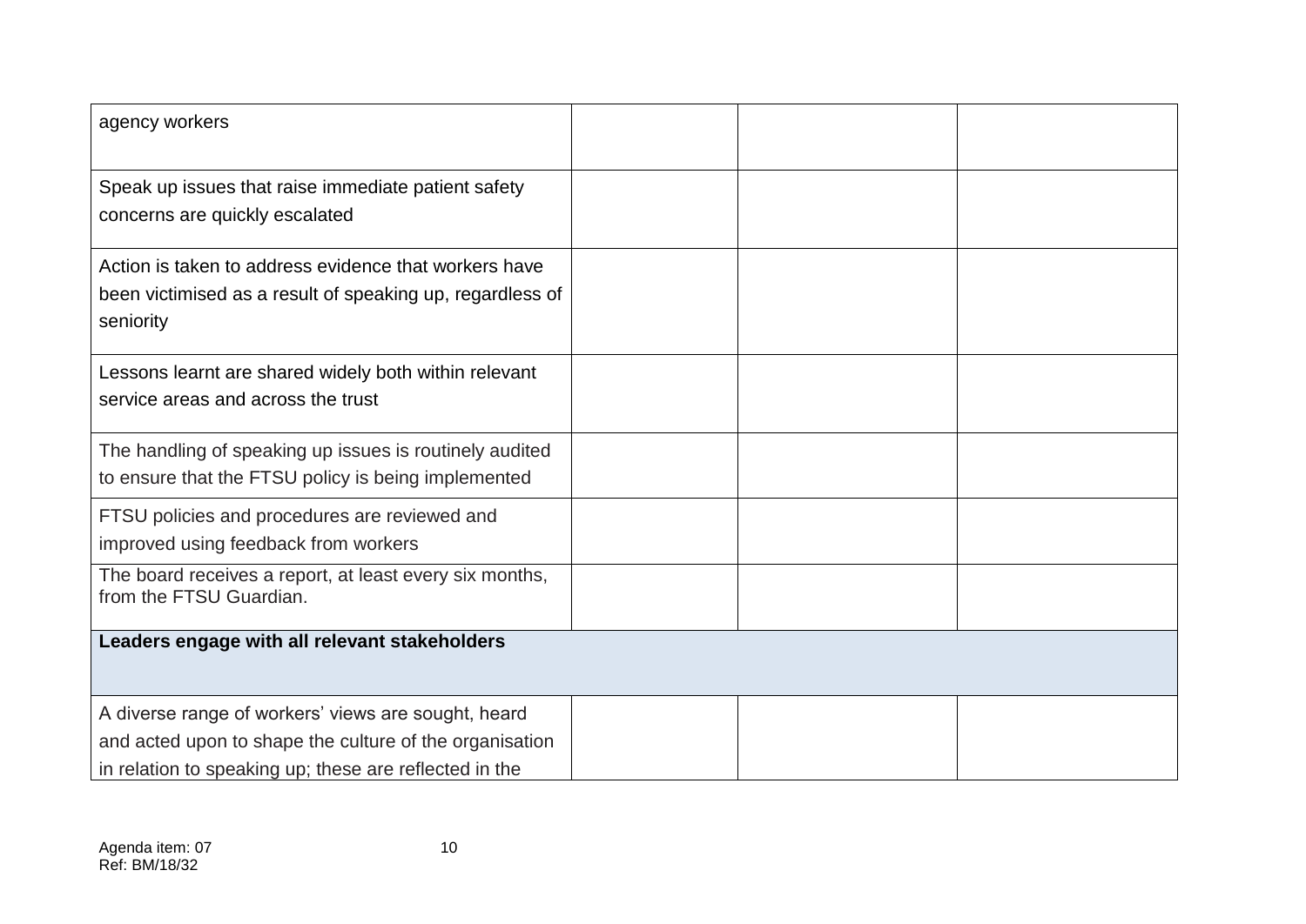| | | | |
|---|---|---|---|
| agency workers | | | |
| Speak up issues that raise immediate patient safety concerns are quickly escalated | | | |
| Action is taken to address evidence that workers have been victimised as a result of speaking up, regardless of seniority | | | |
| Lessons learnt are shared widely both within relevant service areas and across the trust | | | |
| The handling of speaking up issues is routinely audited to ensure that the FTSU policy is being implemented | | | |
| FTSU policies and procedures are reviewed and improved using feedback from workers | | | |
| The board receives a report, at least every six months, from the FTSU Guardian. | | | |
| **Leaders engage with all relevant stakeholders** | | | |
| A diverse range of workers' views are sought, heard and acted upon to shape the culture of the organisation in relation to speaking up; these are reflected in the | | | |

Agenda item: 07
Ref: BM/18/32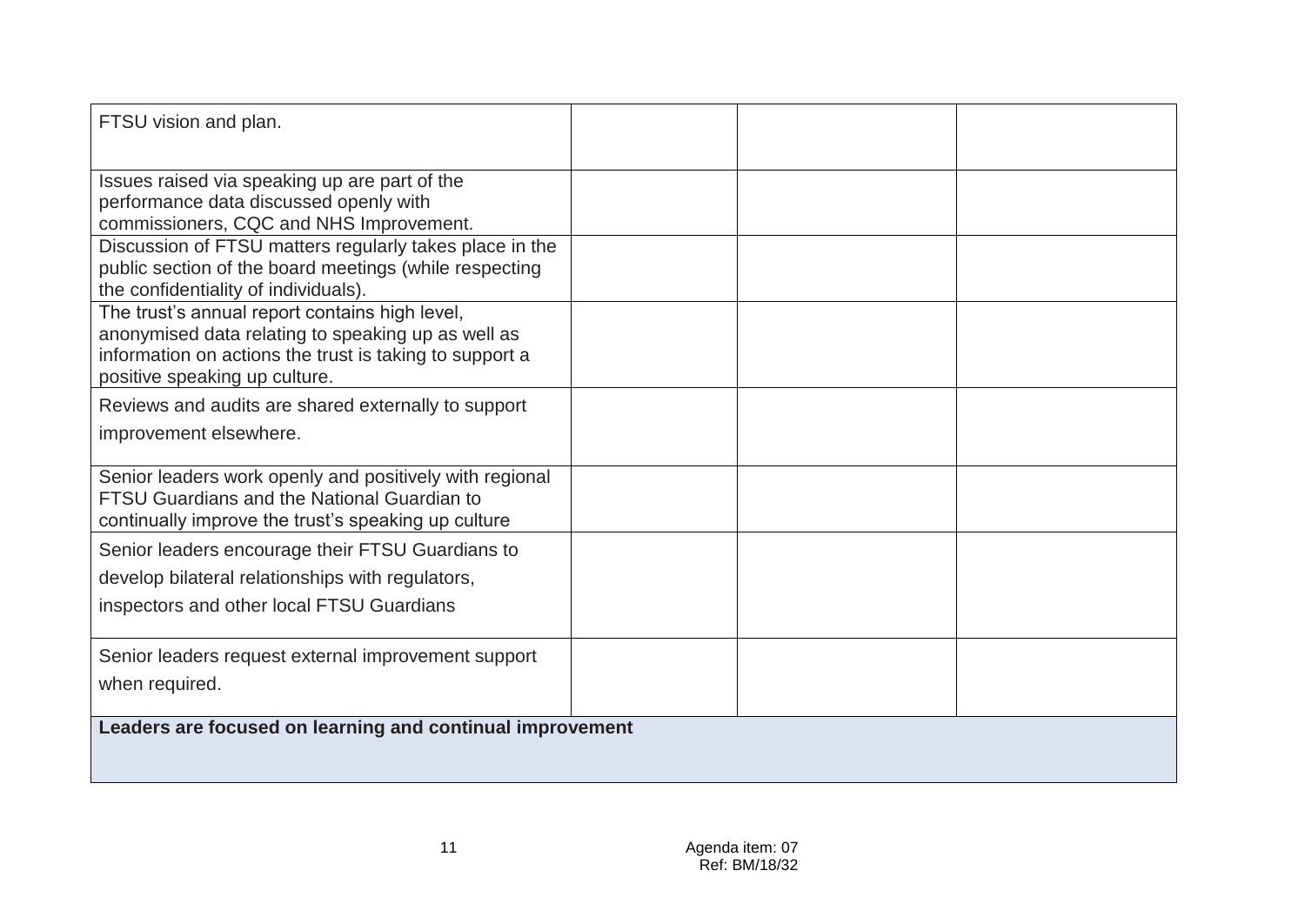| | | | |
|---|---|---|---|
| FTSU vision and plan. | | | |
| Issues raised via speaking up are part of the performance data discussed openly with commissioners, CQC and NHS Improvement. | | | |
| Discussion of FTSU matters regularly takes place in the public section of the board meetings (while respecting the confidentiality of individuals). | | | |
| The trust's annual report contains high level, anonymised data relating to speaking up as well as information on actions the trust is taking to support a positive speaking up culture. | | | |
| Reviews and audits are shared externally to support improvement elsewhere. | | | |
| Senior leaders work openly and positively with regional FTSU Guardians and the National Guardian to continually improve the trust's speaking up culture | | | |
| Senior leaders encourage their FTSU Guardians to develop bilateral relationships with regulators, inspectors and other local FTSU Guardians | | | |
| Senior leaders request external improvement support when required. | | | |
| **Leaders are focused on learning and continual improvement** | | | |

Agenda item: 07
Ref: BM/18/32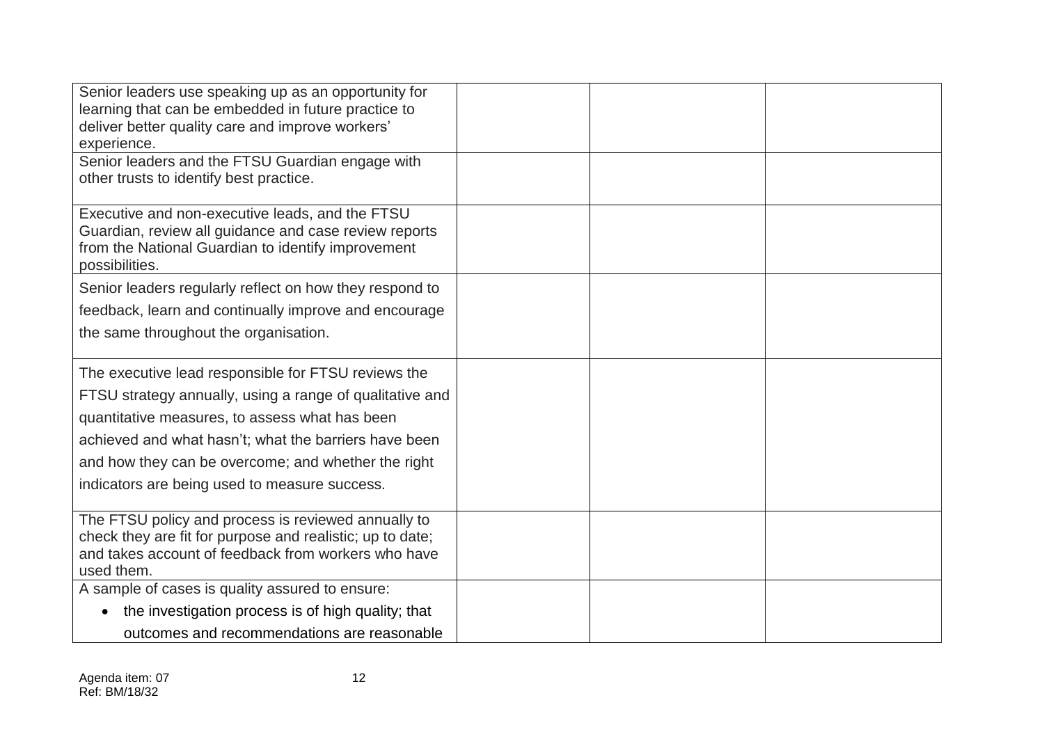| | | | |
|---|---|---|---|
| Senior leaders use speaking up as an opportunity for learning that can be embedded in future practice to deliver better quality care and improve workers' experience. | | | |
| Senior leaders and the FTSU Guardian engage with other trusts to identify best practice. | | | |
| Executive and non-executive leads, and the FTSU Guardian, review all guidance and case review reports from the National Guardian to identify improvement possibilities. | | | |
| Senior leaders regularly reflect on how they respond to feedback, learn and continually improve and encourage the same throughout the organisation. | | | |
| The executive lead responsible for FTSU reviews the FTSU strategy annually, using a range of qualitative and quantitative measures, to assess what has been achieved and what hasn't; what the barriers have been and how they can be overcome; and whether the right indicators are being used to measure success. | | | |
| The FTSU policy and process is reviewed annually to check they are fit for purpose and realistic; up to date; and takes account of feedback from workers who have used them. | | | |
| A sample of cases is quality assured to ensure:<br>• the investigation process is of high quality; that outcomes and recommendations are reasonable | | | |

Agenda item: 07
Ref: BM/18/32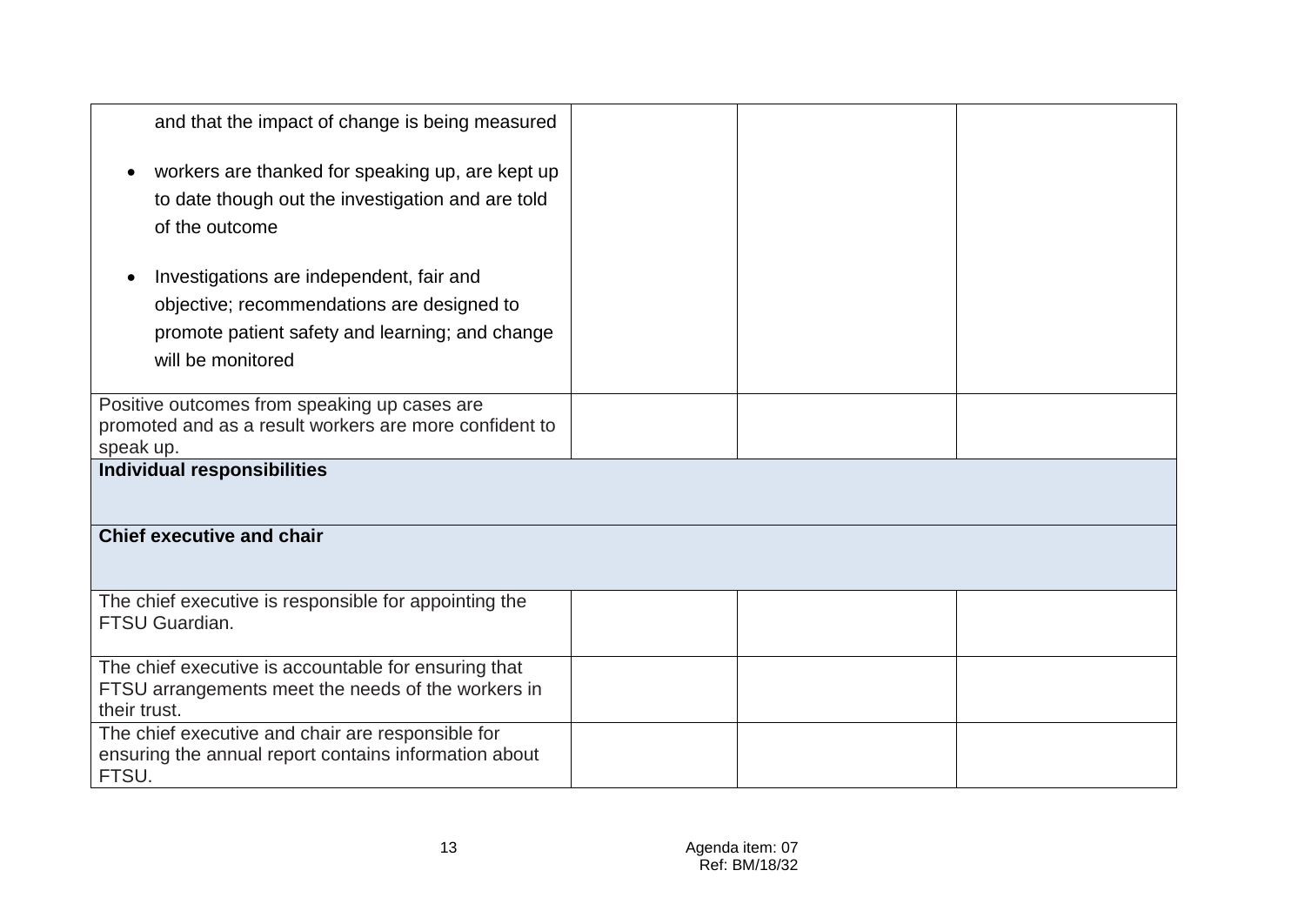| | | | |
|---|---|---|---|
| and that the impact of change is being measured<br><br>• workers are thanked for speaking up, are kept up to date though out the investigation and are told of the outcome<br><br>• Investigations are independent, fair and objective; recommendations are designed to promote patient safety and learning; and change will be monitored | | | |
| Positive outcomes from speaking up cases are promoted and as a result workers are more confident to speak up. | | | |
| **Individual responsibilities** | | | |
| **Chief executive and chair** | | | |
| The chief executive is responsible for appointing the FTSU Guardian. | | | |
| The chief executive is accountable for ensuring that FTSU arrangements meet the needs of the workers in their trust. | | | |
| The chief executive and chair are responsible for ensuring the annual report contains information about FTSU. | | | |

Agenda item: 07
Ref: BM/18/32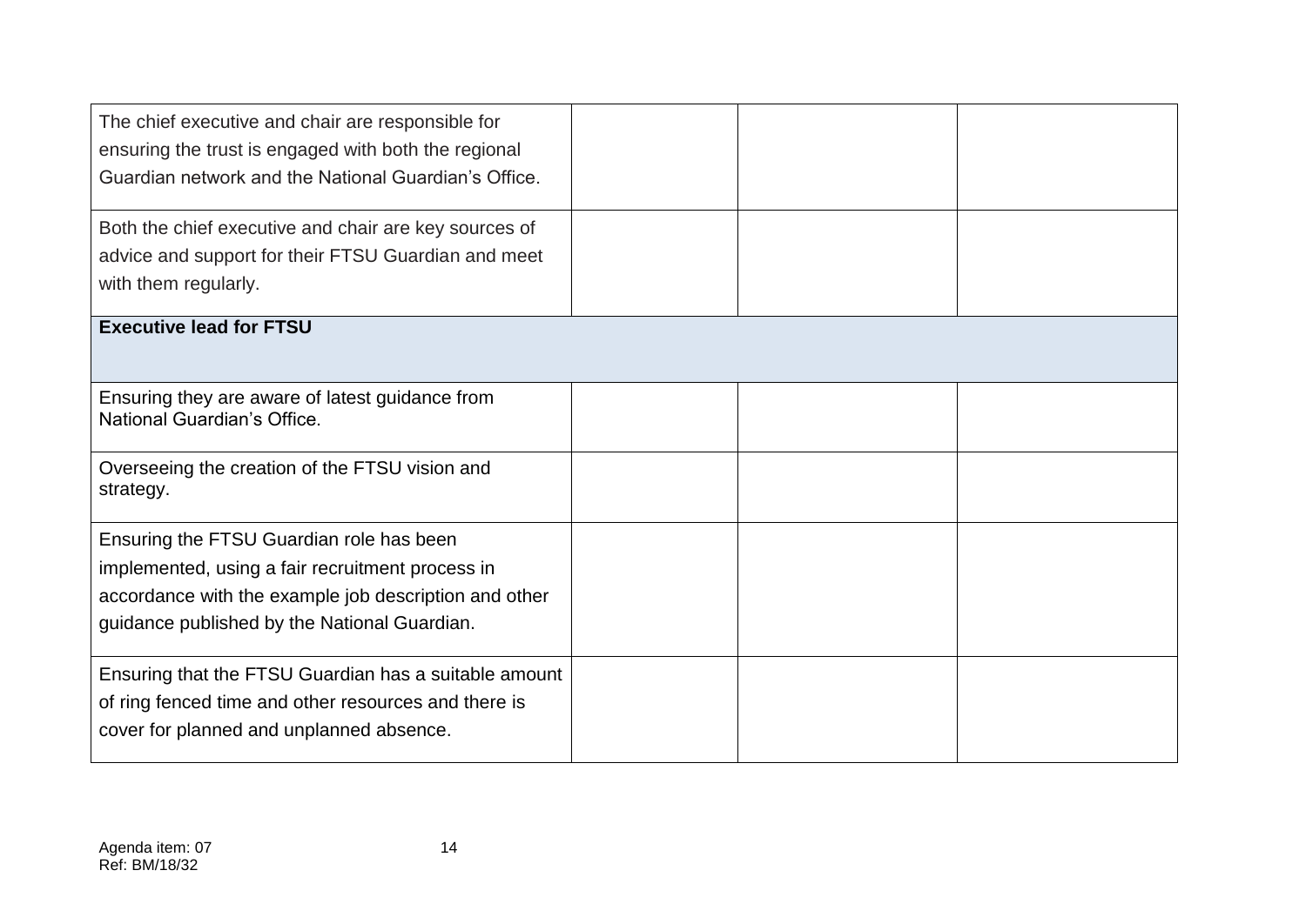| | | | |
|---|---|---|---|
| The chief executive and chair are responsible for ensuring the trust is engaged with both the regional Guardian network and the National Guardian's Office. | | | |
| Both the chief executive and chair are key sources of advice and support for their FTSU Guardian and meet with them regularly. | | | |
| **Executive lead for FTSU** | | | |
| Ensuring they are aware of latest guidance from National Guardian's Office. | | | |
| Overseeing the creation of the FTSU vision and strategy. | | | |
| Ensuring the FTSU Guardian role has been implemented, using a fair recruitment process in accordance with the example job description and other guidance published by the National Guardian. | | | |
| Ensuring that the FTSU Guardian has a suitable amount of ring fenced time and other resources and there is cover for planned and unplanned absence. | | | |

Agenda item: 07
Ref: BM/18/32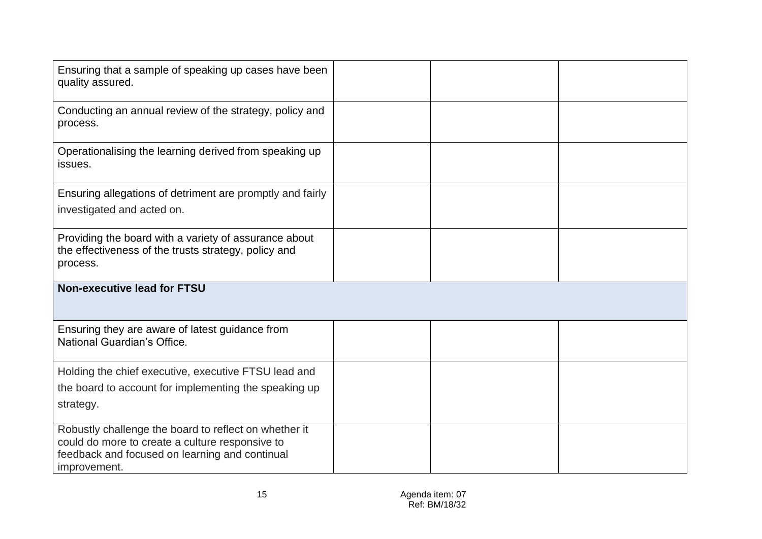| | | | |
|---|---|---|---|
| Ensuring that a sample of speaking up cases have been quality assured. | | | |
| Conducting an annual review of the strategy, policy and process. | | | |
| Operationalising the learning derived from speaking up issues. | | | |
| Ensuring allegations of detriment are promptly and fairly investigated and acted on. | | | |
| Providing the board with a variety of assurance about the effectiveness of the trusts strategy, policy and process. | | | |
| **Non-executive lead for FTSU** | | | |
| Ensuring they are aware of latest guidance from National Guardian's Office. | | | |
| Holding the chief executive, executive FTSU lead and the board to account for implementing the speaking up strategy. | | | |
| Robustly challenge the board to reflect on whether it could do more to create a culture responsive to feedback and focused on learning and continual improvement. | | | |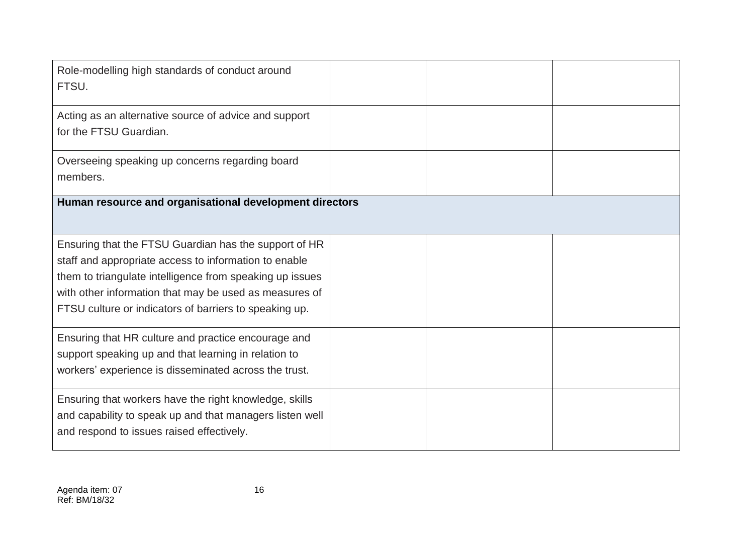| | | | |
|---|---|---|---|
| Role-modelling high standards of conduct around FTSU. | | | |
| Acting as an alternative source of advice and support for the FTSU Guardian. | | | |
| Overseeing speaking up concerns regarding board members. | | | |
| **Human resource and organisational development directors** | | | |
| Ensuring that the FTSU Guardian has the support of HR staff and appropriate access to information to enable them to triangulate intelligence from speaking up issues with other information that may be used as measures of FTSU culture or indicators of barriers to speaking up. | | | |
| Ensuring that HR culture and practice encourage and support speaking up and that learning in relation to workers' experience is disseminated across the trust. | | | |
| Ensuring that workers have the right knowledge, skills and capability to speak up and that managers listen well and respond to issues raised effectively. | | | |

Agenda item: 07
Ref: BM/18/32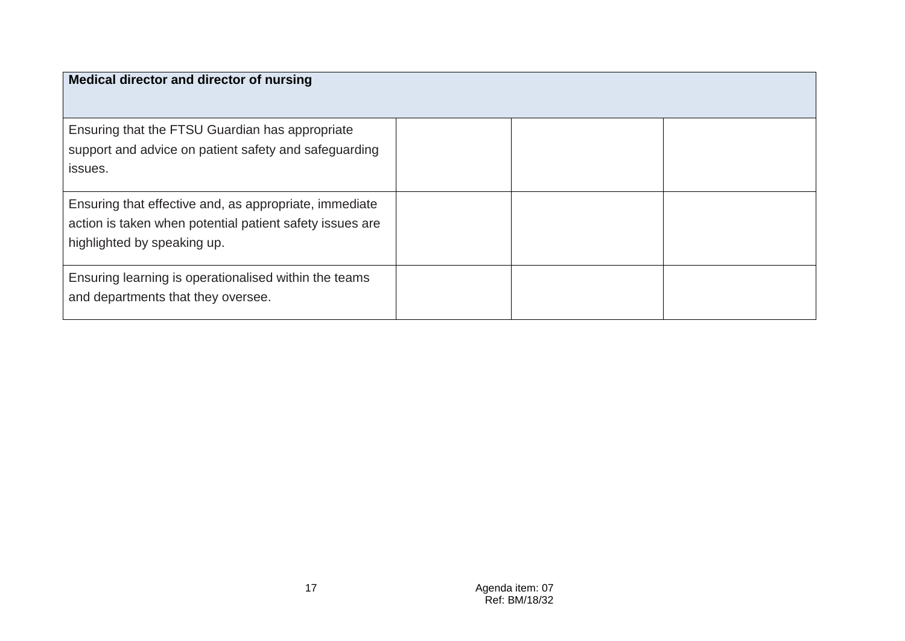| Medical director and director of nursing | | | |
|---|---|---|---|
| Ensuring that the FTSU Guardian has appropriate support and advice on patient safety and safeguarding issues. | | | |
| Ensuring that effective and, as appropriate, immediate action is taken when potential patient safety issues are highlighted by speaking up. | | | |
| Ensuring learning is operationalised within the teams and departments that they oversee. | | | |